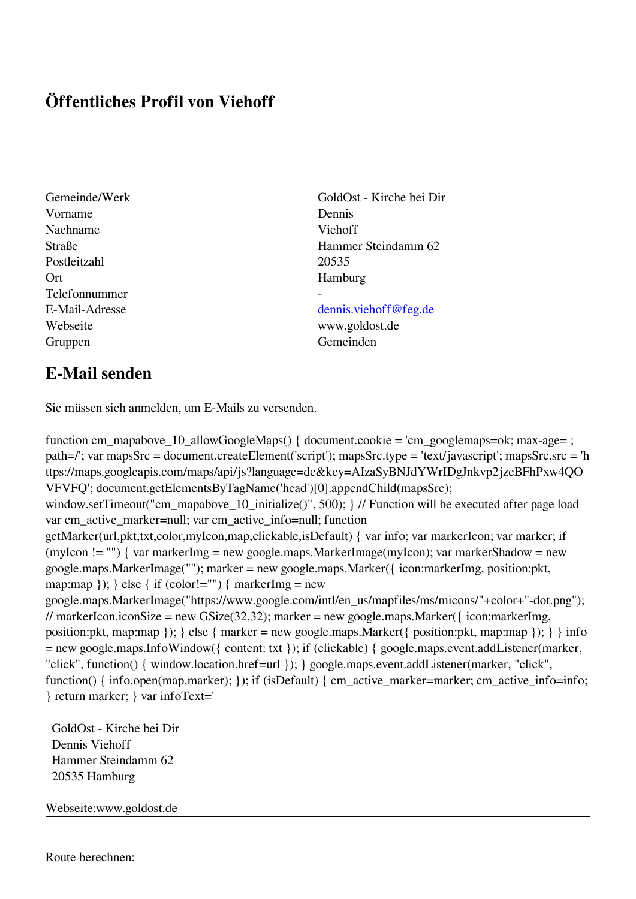# Öffentliches Profil von Viehoff

| | |
|---|---|
| Gemeinde/Werk | GoldOst - Kirche bei Dir |
| Vorname | Dennis |
| Nachname | Viehoff |
| Straße | Hammer Steindamm 62 |
| Postleitzahl | 20535 |
| Ort | Hamburg |
| Telefonnummer | - |
| E-Mail-Adresse | dennis.viehoff@feg.de |
| Webseite | www.goldost.de |
| Gruppen | Gemeinden |

## E-Mail senden

Sie müssen sich anmelden, um E-Mails zu versenden.

```
function cm_mapabove_10_allowGoogleMaps() { document.cookie = 'cm_googlemaps=ok; max-age= ; path=/'; var mapsSrc = document.createElement('script'); mapsSrc.type = 'text/javascript'; mapsSrc.src = 'https://maps.googleapis.com/maps/api/js?language=de&key=AIzaSyBNJdYWrIDgJnkvp2jzeBFhPxw4QOVFVFQ'; document.getElementsByTagName('head')[0].appendChild(mapsSrc); window.setTimeout("cm_mapabove_10_initialize()", 500); } // Function will be executed after page load var cm_active_marker=null; var cm_active_info=null; function getMarker(url,pkt,txt,color,myIcon,map,clickable,isDefault) { var info; var markerIcon; var marker; if (myIcon != "") { var markerImg = new google.maps.MarkerImage(myIcon); var markerShadow = new google.maps.MarkerImage(""); marker = new google.maps.Marker({ icon:markerImg, position:pkt, map:map }); } else { if (color!="") { markerImg = new google.maps.MarkerImage("https://www.google.com/intl/en_us/mapfiles/ms/micons/"+color+"-dot.png"); // markerIcon.iconSize = new GSize(32,32); marker = new google.maps.Marker({ icon:markerImg, position:pkt, map:map }); } else { marker = new google.maps.Marker({ position:pkt, map:map }); } } info = new google.maps.InfoWindow({ content: txt }); if (clickable) { google.maps.event.addListener(marker, "click", function() { window.location.href=url }); } google.maps.event.addListener(marker, "click", function() { info.open(map,marker); }); if (isDefault) { cm_active_marker=marker; cm_active_info=info; } return marker; } var infoText='
```

GoldOst - Kirche bei Dir
Dennis Viehoff
Hammer Steindamm 62
20535 Hamburg

Webseite:www.goldost.de

---

Route berechnen: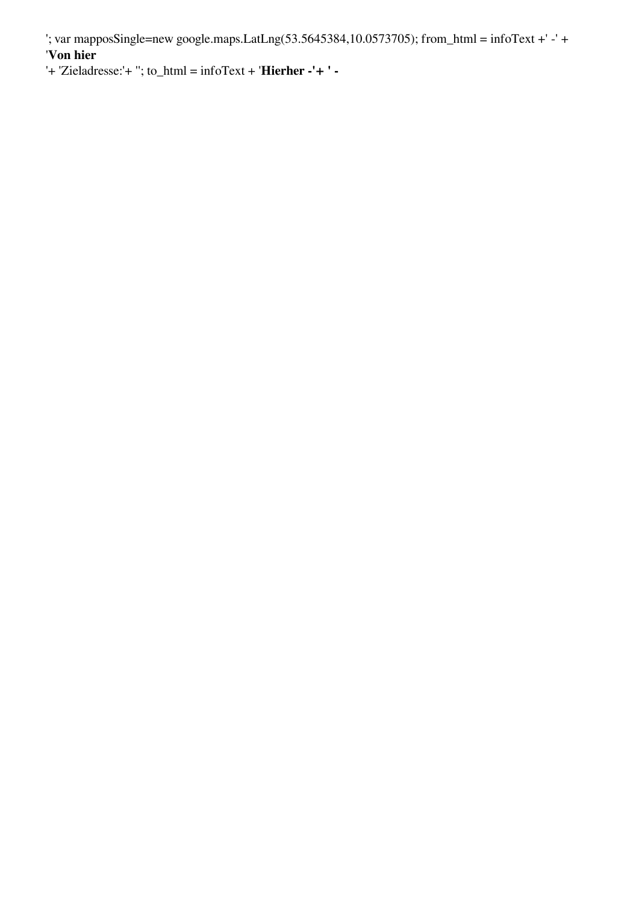'; var mapposSingle=new google.maps.LatLng(53.5645384,10.0573705); from_html = infoText +' -' +
'**Von hier**
'+ 'Zieladresse:'+ ''; to_html = infoText + '**Hierher -'+ ' -**